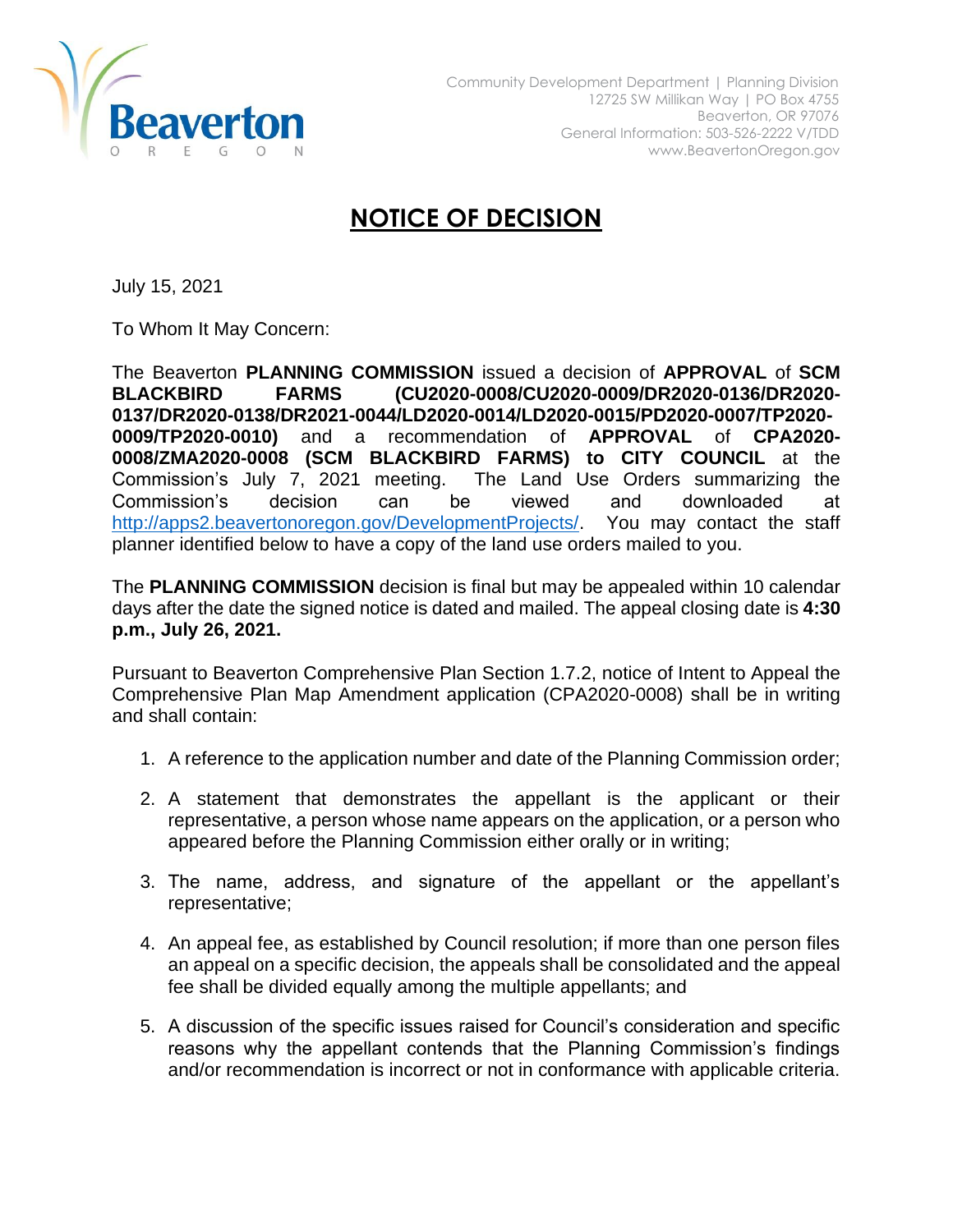Beaverton
OREGON

Community Development Department | Planning Division
12725 SW Millikan Way | PO Box 4755
Beaverton, OR 97076
General Information: 503-526-2222 V/TDD
www.BeavertonOregon.gov

# NOTICE OF DECISION

July 15, 2021

To Whom It May Concern:

The Beaverton **PLANNING COMMISSION** issued a decision of **APPROVAL** of **SCM BLACKBIRD FARMS (CU2020-0008/CU2020-0009/DR2020-0136/DR2020-0137/DR2020-0138/DR2021-0044/LD2020-0014/LD2020-0015/PD2020-0007/TP2020-0009/TP2020-0010)** and a recommendation of **APPROVAL** of **CPA2020-0008/ZMA2020-0008 (SCM BLACKBIRD FARMS) to CITY COUNCIL** at the Commission's July 7, 2021 meeting. The Land Use Orders summarizing the Commission's decision can be viewed and downloaded at http://apps2.beavertonoregon.gov/DevelopmentProjects/. You may contact the staff planner identified below to have a copy of the land use orders mailed to you.

The **PLANNING COMMISSION** decision is final but may be appealed within 10 calendar days after the date the signed notice is dated and mailed. The appeal closing date is **4:30 p.m., July 26, 2021.**

Pursuant to Beaverton Comprehensive Plan Section 1.7.2, notice of Intent to Appeal the Comprehensive Plan Map Amendment application (CPA2020-0008) shall be in writing and shall contain:

1. A reference to the application number and date of the Planning Commission order;
2. A statement that demonstrates the appellant is the applicant or their representative, a person whose name appears on the application, or a person who appeared before the Planning Commission either orally or in writing;
3. The name, address, and signature of the appellant or the appellant's representative;
4. An appeal fee, as established by Council resolution; if more than one person files an appeal on a specific decision, the appeals shall be consolidated and the appeal fee shall be divided equally among the multiple appellants; and
5. A discussion of the specific issues raised for Council's consideration and specific reasons why the appellant contends that the Planning Commission's findings and/or recommendation is incorrect or not in conformance with applicable criteria.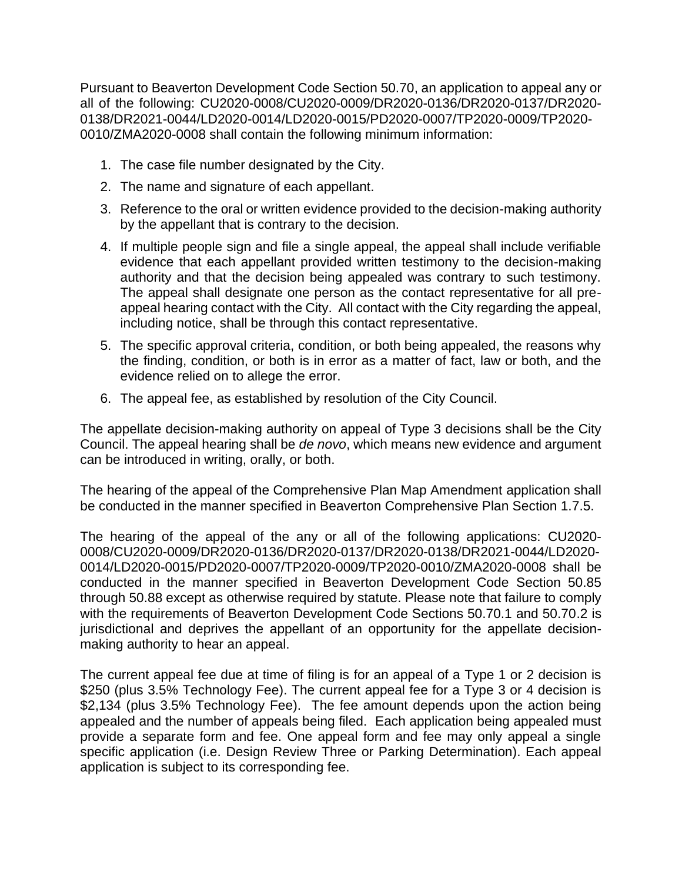Pursuant to Beaverton Development Code Section 50.70, an application to appeal any or all of the following: CU2020-0008/CU2020-0009/DR2020-0136/DR2020-0137/DR2020-0138/DR2021-0044/LD2020-0014/LD2020-0015/PD2020-0007/TP2020-0009/TP2020-0010/ZMA2020-0008 shall contain the following minimum information:

1. The case file number designated by the City.
2. The name and signature of each appellant.
3. Reference to the oral or written evidence provided to the decision-making authority by the appellant that is contrary to the decision.
4. If multiple people sign and file a single appeal, the appeal shall include verifiable evidence that each appellant provided written testimony to the decision-making authority and that the decision being appealed was contrary to such testimony. The appeal shall designate one person as the contact representative for all pre-appeal hearing contact with the City. All contact with the City regarding the appeal, including notice, shall be through this contact representative.
5. The specific approval criteria, condition, or both being appealed, the reasons why the finding, condition, or both is in error as a matter of fact, law or both, and the evidence relied on to allege the error.
6. The appeal fee, as established by resolution of the City Council.

The appellate decision-making authority on appeal of Type 3 decisions shall be the City Council. The appeal hearing shall be *de novo*, which means new evidence and argument can be introduced in writing, orally, or both.

The hearing of the appeal of the Comprehensive Plan Map Amendment application shall be conducted in the manner specified in Beaverton Comprehensive Plan Section 1.7.5.

The hearing of the appeal of the any or all of the following applications: CU2020-0008/CU2020-0009/DR2020-0136/DR2020-0137/DR2020-0138/DR2021-0044/LD2020-0014/LD2020-0015/PD2020-0007/TP2020-0009/TP2020-0010/ZMA2020-0008 shall be conducted in the manner specified in Beaverton Development Code Section 50.85 through 50.88 except as otherwise required by statute. Please note that failure to comply with the requirements of Beaverton Development Code Sections 50.70.1 and 50.70.2 is jurisdictional and deprives the appellant of an opportunity for the appellate decision-making authority to hear an appeal.

The current appeal fee due at time of filing is for an appeal of a Type 1 or 2 decision is $250 (plus 3.5% Technology Fee). The current appeal fee for a Type 3 or 4 decision is $2,134 (plus 3.5% Technology Fee). The fee amount depends upon the action being appealed and the number of appeals being filed. Each application being appealed must provide a separate form and fee. One appeal form and fee may only appeal a single specific application (i.e. Design Review Three or Parking Determination). Each appeal application is subject to its corresponding fee.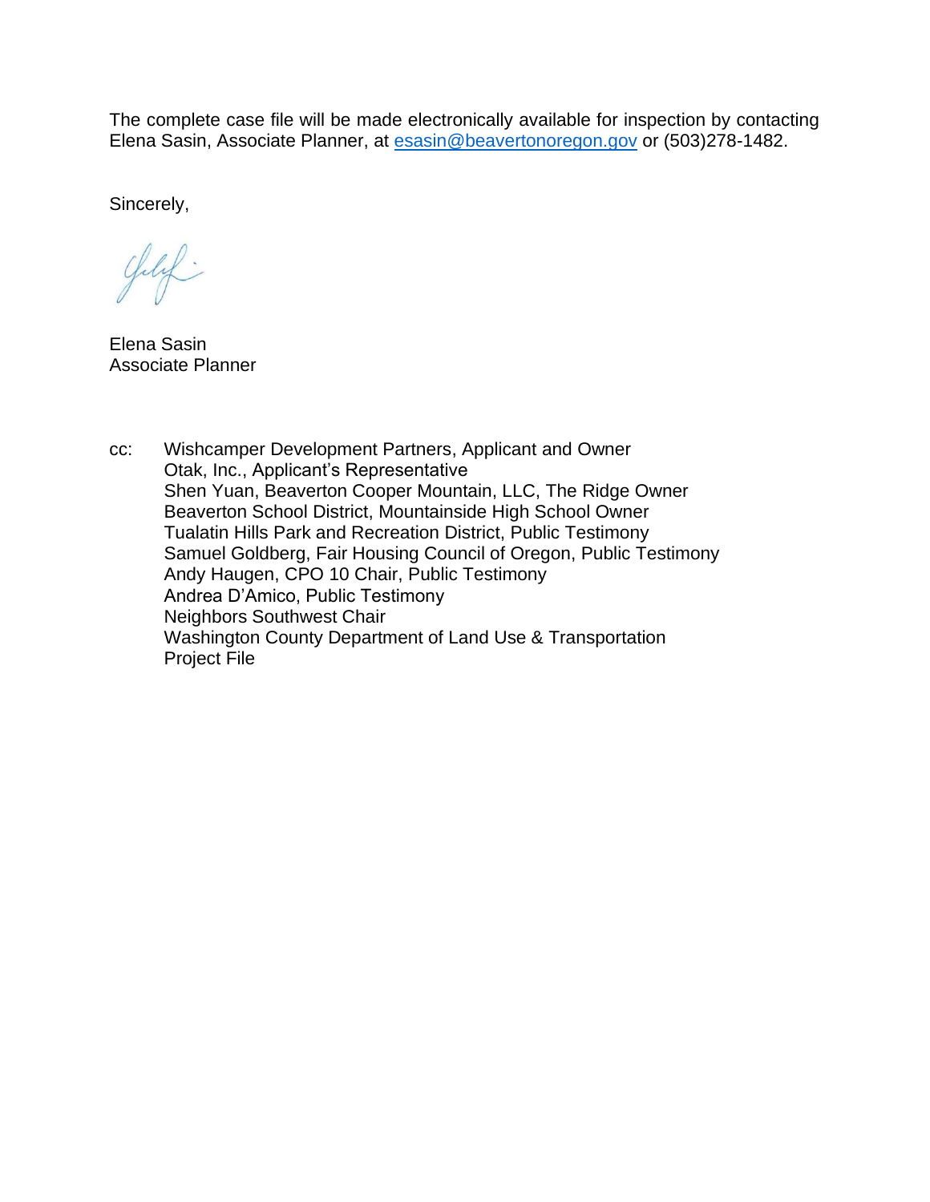The complete case file will be made electronically available for inspection by contacting Elena Sasin, Associate Planner, at esasin@beavertonoregon.gov or (503)278-1482.

Sincerely,

Elena Sasin
Associate Planner

cc: Wishcamper Development Partners, Applicant and Owner
Otak, Inc., Applicant's Representative
Shen Yuan, Beaverton Cooper Mountain, LLC, The Ridge Owner
Beaverton School District, Mountainside High School Owner
Tualatin Hills Park and Recreation District, Public Testimony
Samuel Goldberg, Fair Housing Council of Oregon, Public Testimony
Andy Haugen, CPO 10 Chair, Public Testimony
Andrea D'Amico, Public Testimony
Neighbors Southwest Chair
Washington County Department of Land Use & Transportation
Project File